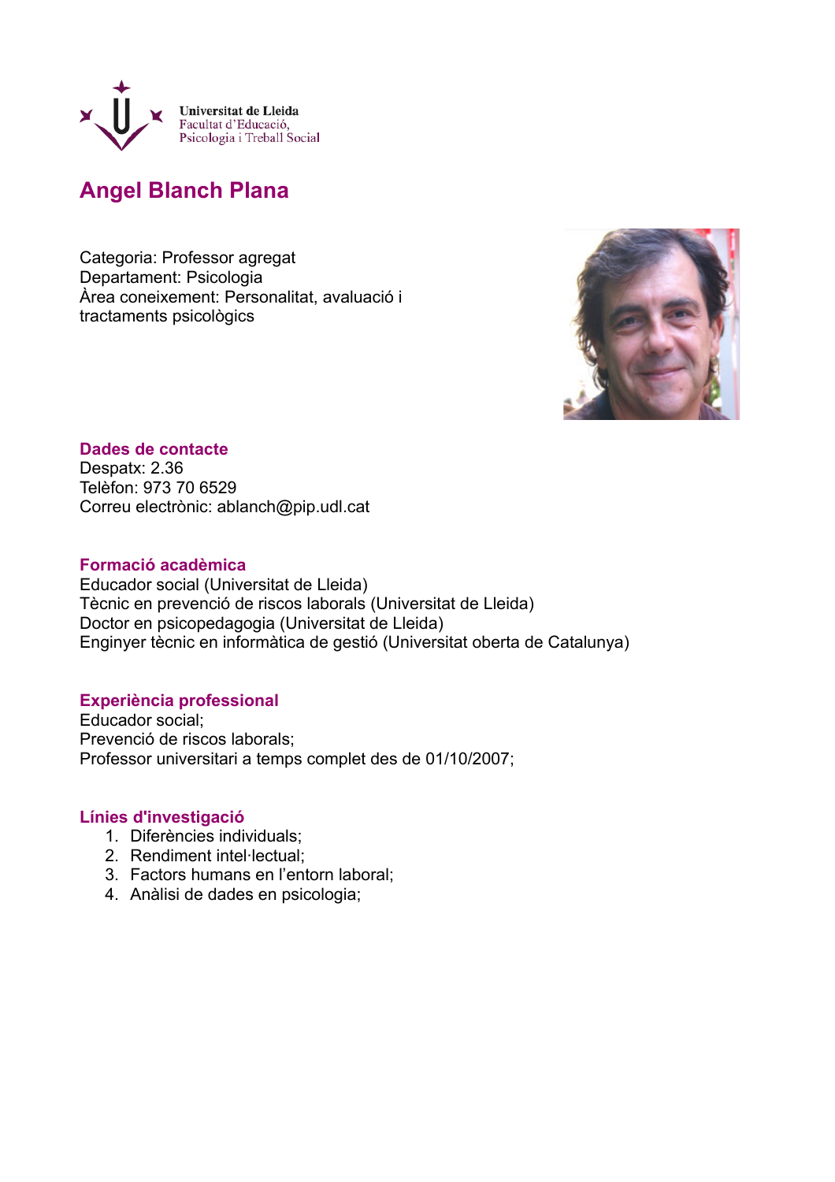Universitat de Lleida
Facultat d'Educació,
Psicologia i Treball Social

# Angel Blanch Plana

Categoria: Professor agregat
Departament: Psicologia
Àrea coneixement: Personalitat, avaluació i tractaments psicològics

## Dades de contacte

Despatx: 2.36
Telèfon: 973 70 6529
Correu electrònic: ablanch@pip.udl.cat

## Formació acadèmica

Educador social (Universitat de Lleida)
Tècnic en prevenció de riscos laborals (Universitat de Lleida)
Doctor en psicopedagogia (Universitat de Lleida)
Enginyer tècnic en informàtica de gestió (Universitat oberta de Catalunya)

## Experiència professional

Educador social;
Prevenció de riscos laborals;
Professor universitari a temps complet des de 01/10/2007;

## Línies d'investigació

1. Diferències individuals;
2. Rendiment intel·lectual;
3. Factors humans en l'entorn laboral;
4. Anàlisi de dades en psicologia;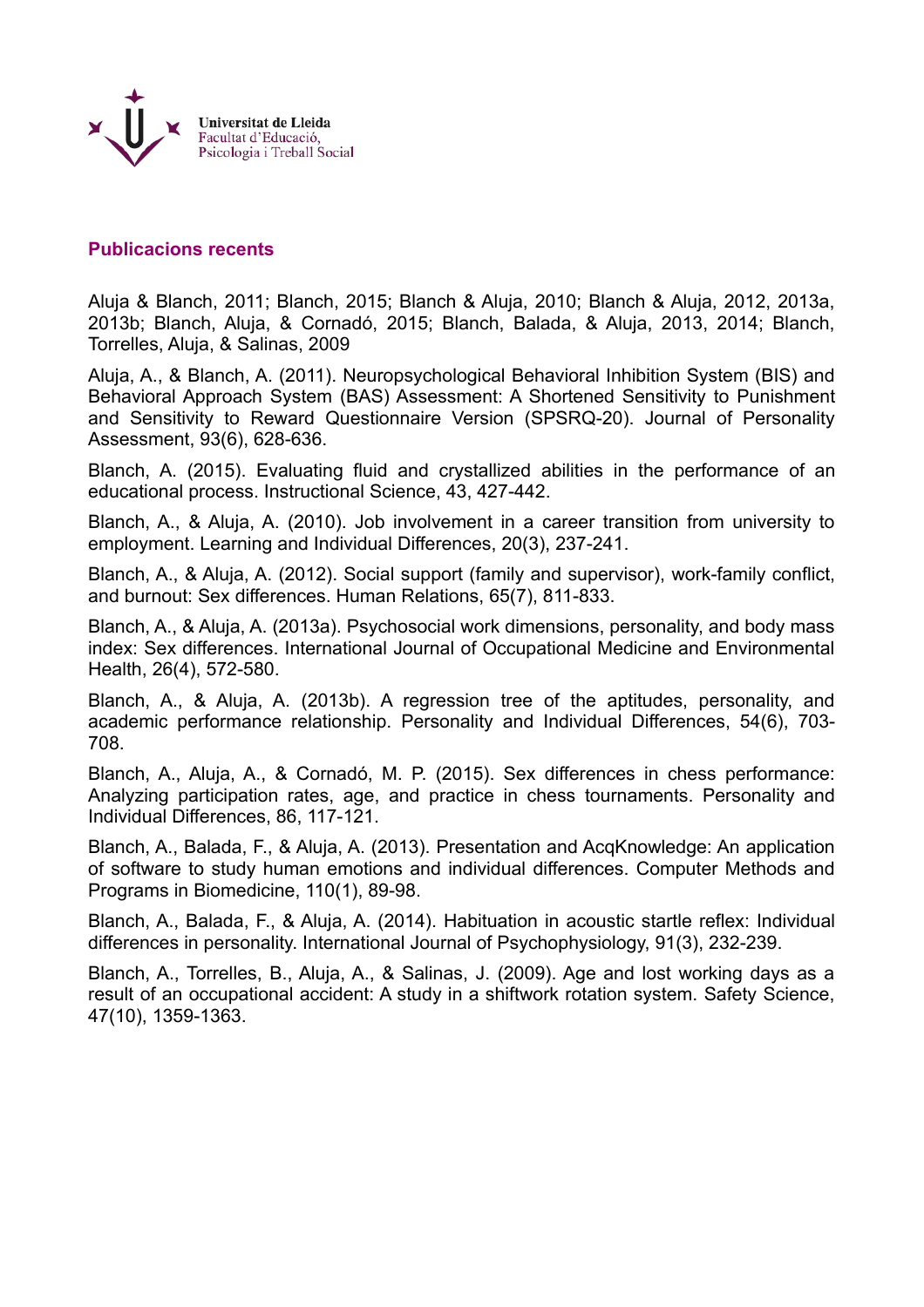Universitat de Lleida
Facultat d'Educació,
Psicologia i Treball Social

## Publicacions recents

Aluja & Blanch, 2011; Blanch, 2015; Blanch & Aluja, 2010; Blanch & Aluja, 2012, 2013a, 2013b; Blanch, Aluja, & Cornadó, 2015; Blanch, Balada, & Aluja, 2013, 2014; Blanch, Torrelles, Aluja, & Salinas, 2009

Aluja, A., & Blanch, A. (2011). Neuropsychological Behavioral Inhibition System (BIS) and Behavioral Approach System (BAS) Assessment: A Shortened Sensitivity to Punishment and Sensitivity to Reward Questionnaire Version (SPSRQ-20). Journal of Personality Assessment, 93(6), 628-636.

Blanch, A. (2015). Evaluating fluid and crystallized abilities in the performance of an educational process. Instructional Science, 43, 427-442.

Blanch, A., & Aluja, A. (2010). Job involvement in a career transition from university to employment. Learning and Individual Differences, 20(3), 237-241.

Blanch, A., & Aluja, A. (2012). Social support (family and supervisor), work-family conflict, and burnout: Sex differences. Human Relations, 65(7), 811-833.

Blanch, A., & Aluja, A. (2013a). Psychosocial work dimensions, personality, and body mass index: Sex differences. International Journal of Occupational Medicine and Environmental Health, 26(4), 572-580.

Blanch, A., & Aluja, A. (2013b). A regression tree of the aptitudes, personality, and academic performance relationship. Personality and Individual Differences, 54(6), 703-708.

Blanch, A., Aluja, A., & Cornadó, M. P. (2015). Sex differences in chess performance: Analyzing participation rates, age, and practice in chess tournaments. Personality and Individual Differences, 86, 117-121.

Blanch, A., Balada, F., & Aluja, A. (2013). Presentation and AcqKnowledge: An application of software to study human emotions and individual differences. Computer Methods and Programs in Biomedicine, 110(1), 89-98.

Blanch, A., Balada, F., & Aluja, A. (2014). Habituation in acoustic startle reflex: Individual differences in personality. International Journal of Psychophysiology, 91(3), 232-239.

Blanch, A., Torrelles, B., Aluja, A., & Salinas, J. (2009). Age and lost working days as a result of an occupational accident: A study in a shiftwork rotation system. Safety Science, 47(10), 1359-1363.